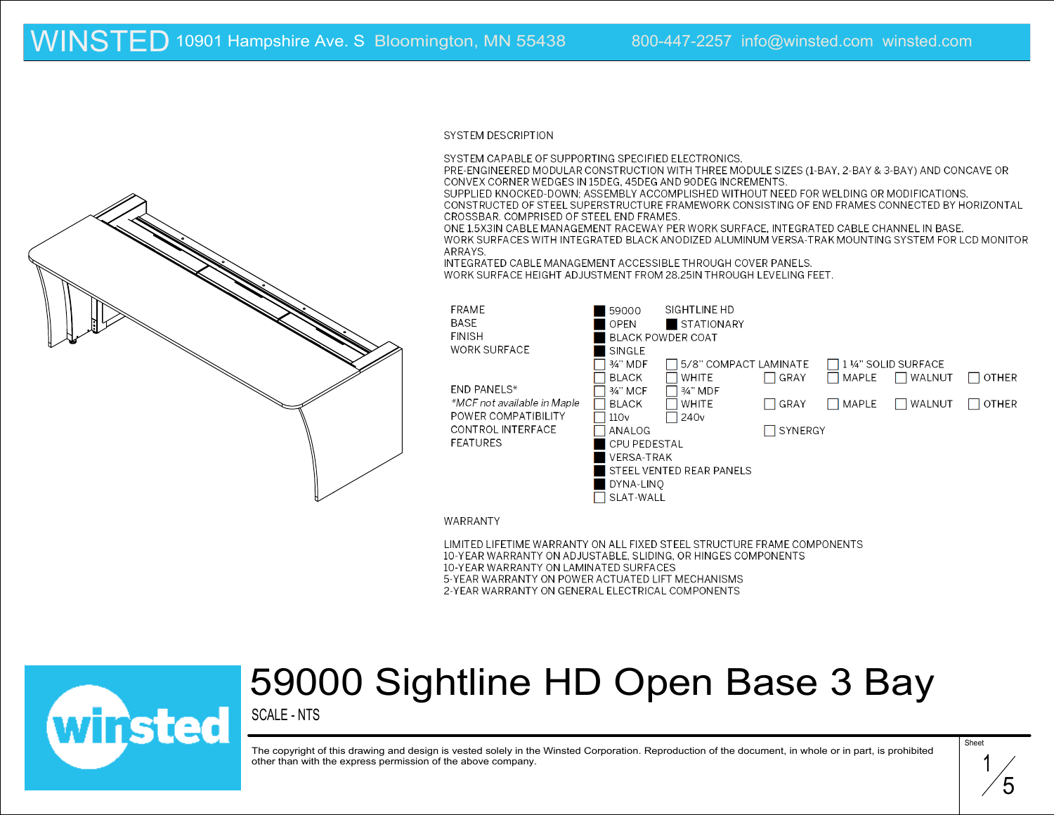WINSTED 10901 Hampshire Ave. S Bloomington, MN 55438 800-447-2257 info@winsted.com winsted.com

## SYSTEM DESCRIPTION

SYSTEM CAPABLE OF SUPPORTING SPECIFIED ELECTRONICS.
PRE-ENGINEERED MODULAR CONSTRUCTION WITH THREE MODULE SIZES (1-BAY, 2-BAY & 3-BAY) AND CONCAVE OR CONVEX CORNER WEDGES IN 15DEG, 45DEG AND 90DEG INCREMENTS.
SUPPLIED KNOCKED-DOWN: ASSEMBLY ACCOMPLISHED WITHOUT NEED FOR WELDING OR MODIFICATIONS.
CONSTRUCTED OF STEEL SUPERSTRUCTURE FRAMEWORK CONSISTING OF END FRAMES CONNECTED BY HORIZONTAL CROSSBAR. COMPRISED OF STEEL END FRAMES.
ONE 1.5X3IN CABLE MANAGEMENT RACEWAY PER WORK SURFACE, INTEGRATED CABLE CHANNEL IN BASE.
WORK SURFACES WITH INTEGRATED BLACK ANODIZED ALUMINUM VERSA-TRAK MOUNTING SYSTEM FOR LCD MONITOR ARRAYS.
INTEGRATED CABLE MANAGEMENT ACCESSIBLE THROUGH COVER PANELS.
WORK SURFACE HEIGHT ADJUSTMENT FROM 28.25IN THROUGH LEVELING FEET.

| | | | | | |
|---|---|---|---|---|---|
| FRAME | ■ 59000 | SIGHTLINE HD | | | |
| BASE | ■ OPEN | ■ STATIONARY | | | |
| FINISH | ■ BLACK POWDER COAT | | | | |
| WORK SURFACE | ■ SINGLE | | | | |
| | ☐ ¾" MDF | ☐ 5/8" COMPACT LAMINATE | | ☐ 1 ¼" SOLID SURFACE | |
| | ☐ BLACK | ☐ WHITE | ☐ GRAY | ☐ MAPLE | ☐ WALNUT ☐ OTHER |
| END PANELS* | ☐ ¾" MCF | ☐ ¾" MDF | | | |
| *MCF not available in Maple* | ☐ BLACK | ☐ WHITE | ☐ GRAY | ☐ MAPLE | ☐ WALNUT ☐ OTHER |
| POWER COMPATIBILITY | ☐ 110v | ☐ 240v | | | |
| CONTROL INTERFACE | ☐ ANALOG | | ☐ SYNERGY | | |
| FEATURES | ■ CPU PEDESTAL | | | | |
| | ■ VERSA-TRAK | | | | |
| | ■ STEEL VENTED REAR PANELS | | | | |
| | ■ DYNA-LINQ | | | | |
| | ☐ SLAT-WALL | | | | |

## WARRANTY

LIMITED LIFETIME WARRANTY ON ALL FIXED STEEL STRUCTURE FRAME COMPONENTS
10-YEAR WARRANTY ON ADJUSTABLE, SLIDING, OR HINGES COMPONENTS
10-YEAR WARRANTY ON LAMINATED SURFACES
5-YEAR WARRANTY ON POWER ACTUATED LIFT MECHANISMS
2-YEAR WARRANTY ON GENERAL ELECTRICAL COMPONENTS

# 59000 Sightline HD Open Base 3 Bay

SCALE - NTS

The copyright of this drawing and design is vested solely in the Winsted Corporation. Reproduction of the document, in whole or in part, is prohibited other than with the express permission of the above company.

Sheet 1/5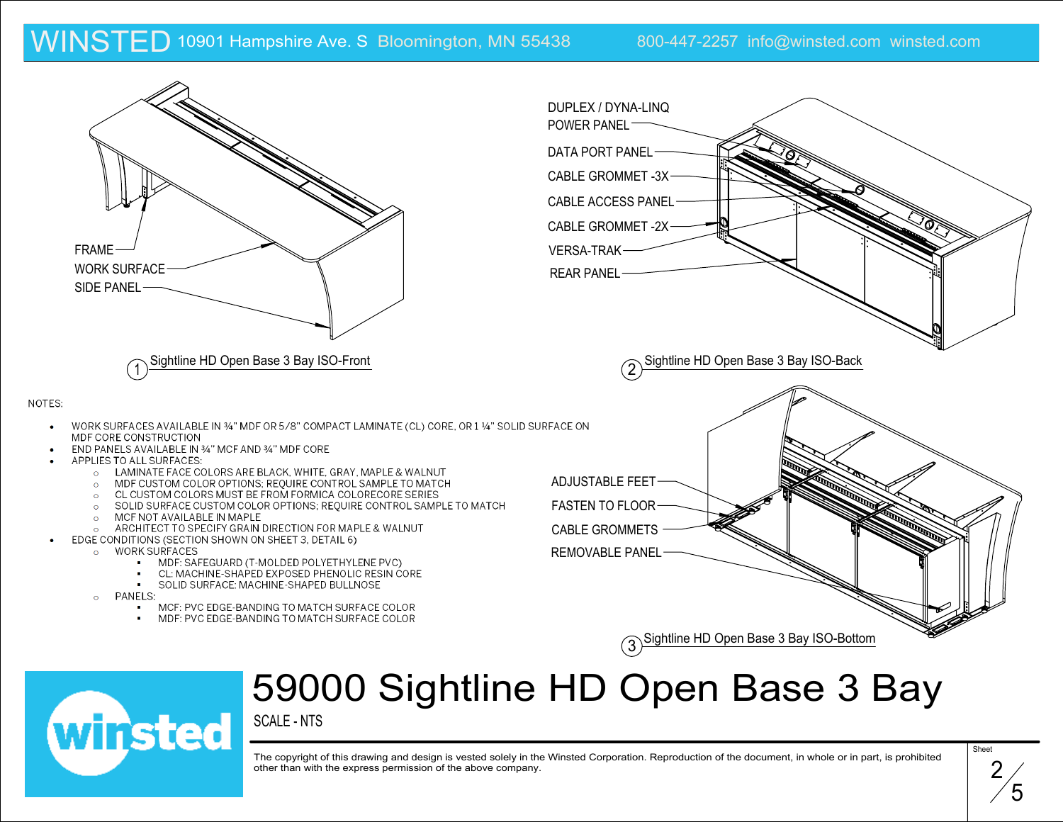WINSTED 10901 Hampshire Ave. S Bloomington, MN 55438 800-447-2257 info@winsted.com winsted.com

FRAME
WORK SURFACE
SIDE PANEL

1 Sightline HD Open Base 3 Bay ISO-Front

DUPLEX / DYNA-LINQ POWER PANEL
DATA PORT PANEL
CABLE GROMMET -3X
CABLE ACCESS PANEL
CABLE GROMMET -2X
VERSA-TRAK
REAR PANEL

2 Sightline HD Open Base 3 Bay ISO-Back

NOTES:

- WORK SURFACES AVAILABLE IN ¾" MDF OR 5/8" COMPACT LAMINATE (CL) CORE, OR 1 ¼" SOLID SURFACE ON MDF CORE CONSTRUCTION
- END PANELS AVAILABLE IN ¾" MCF AND ¾" MDF CORE
- APPLIES TO ALL SURFACES:
  - LAMINATE FACE COLORS ARE BLACK, WHITE, GRAY, MAPLE & WALNUT
  - MDF CUSTOM COLOR OPTIONS; REQUIRE CONTROL SAMPLE TO MATCH
  - CL CUSTOM COLORS MUST BE FROM FORMICA COLORECORE SERIES
  - SOLID SURFACE CUSTOM COLOR OPTIONS; REQUIRE CONTROL SAMPLE TO MATCH
  - MCF NOT AVAILABLE IN MAPLE
  - ARCHITECT TO SPECIFY GRAIN DIRECTION FOR MAPLE & WALNUT
- EDGE CONDITIONS (SECTION SHOWN ON SHEET 3, DETAIL 6)
  - WORK SURFACES
    - MDF: SAFEGUARD (T-MOLDED POLYETHYLENE PVC)
    - CL: MACHINE-SHAPED EXPOSED PHENOLIC RESIN CORE
    - SOLID SURFACE: MACHINE-SHAPED BULLNOSE
  - PANELS:
    - MCF: PVC EDGE-BANDING TO MATCH SURFACE COLOR
    - MDF: PVC EDGE-BANDING TO MATCH SURFACE COLOR

ADJUSTABLE FEET
FASTEN TO FLOOR
CABLE GROMMETS
REMOVABLE PANEL

3 Sightline HD Open Base 3 Bay ISO-Bottom

winsted

# 59000 Sightline HD Open Base 3 Bay

SCALE - NTS

The copyright of this drawing and design is vested solely in the Winsted Corporation. Reproduction of the document, in whole or in part, is prohibited other than with the express permission of the above company.

Sheet 2/5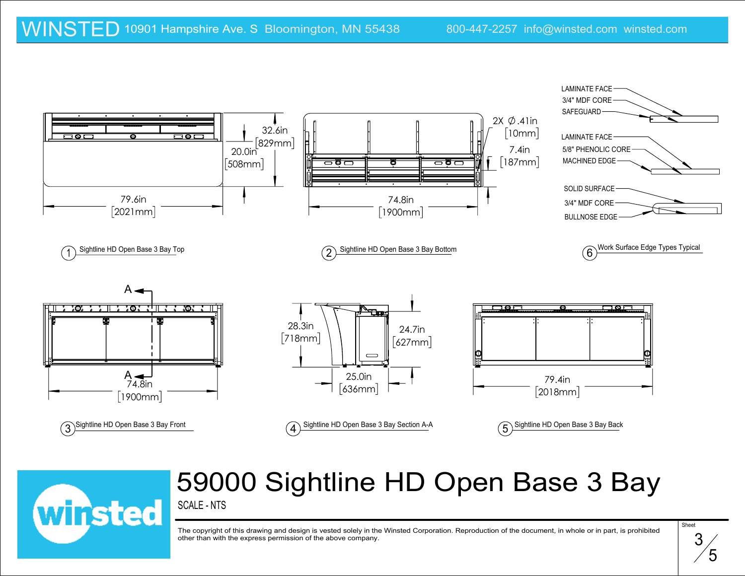WINSTED 10901 Hampshire Ave. S Bloomington, MN 55438 800-447-2257 info@winsted.com winsted.com

32.6in [829mm]

20.0in [508mm]

79.6in [2021mm]

1 Sightline HD Open Base 3 Bay Top

2X Ø.41in [10mm]

7.4in [187mm]

74.8in [1900mm]

2 Sightline HD Open Base 3 Bay Bottom

LAMINATE FACE
3/4" MDF CORE
SAFEGUARD

LAMINATE FACE
5/8" PHENOLIC CORE
MACHINED EDGE

SOLID SURFACE
3/4" MDF CORE
BULLNOSE EDGE

6 Work Surface Edge Types Typical

A

A

74.8in [1900mm]

3 Sightline HD Open Base 3 Bay Front

28.3in [718mm]

24.7in [627mm]

25.0in [636mm]

4 Sightline HD Open Base 3 Bay Section A-A

79.4in [2018mm]

5 Sightline HD Open Base 3 Bay Back

# 59000 Sightline HD Open Base 3 Bay

SCALE - NTS

The copyright of this drawing and design is vested solely in the Winsted Corporation. Reproduction of the document, in whole or in part, is prohibited other than with the express permission of the above company.

Sheet 3/5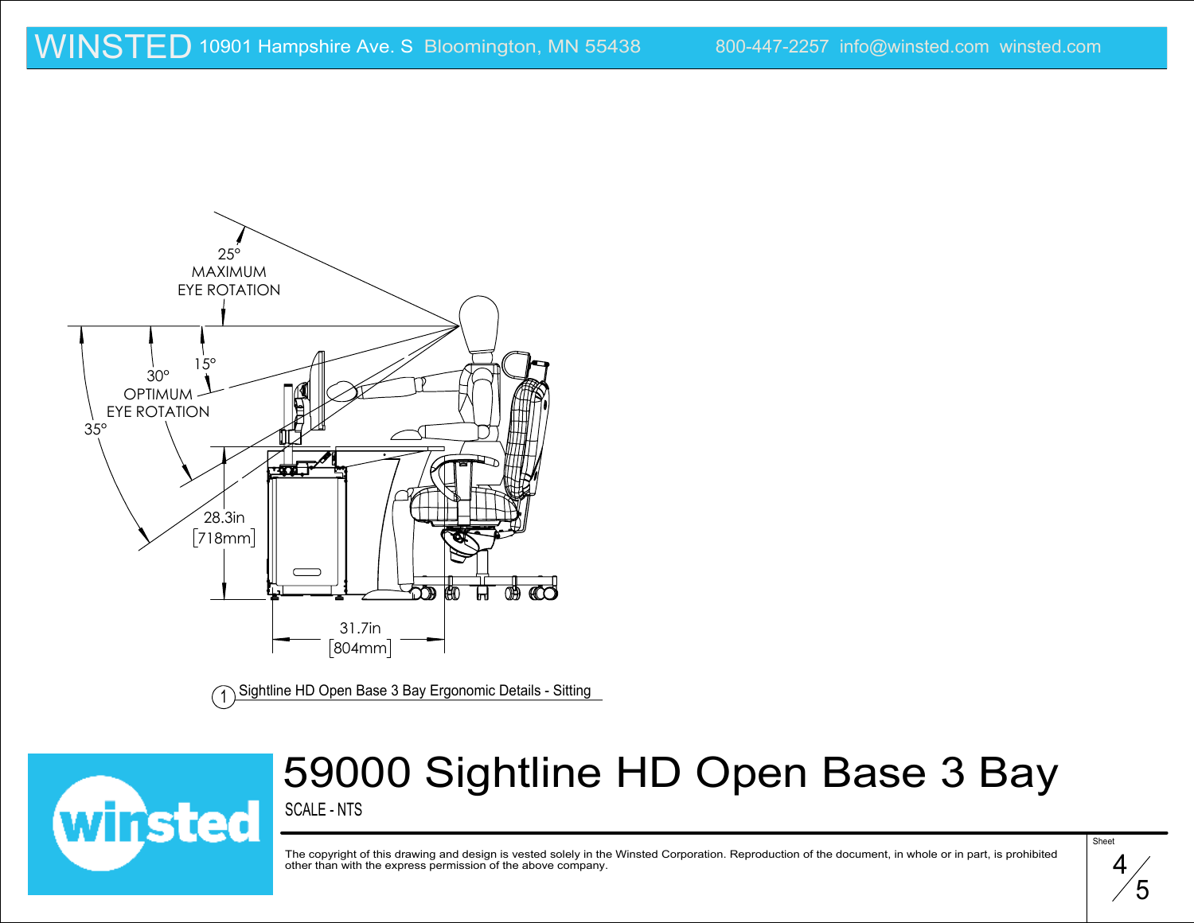WINSTED 10901 Hampshire Ave. S Bloomington, MN 55438 800-447-2257 info@winsted.com winsted.com

25° MAXIMUM EYE ROTATION

15°

30° OPTIMUM EYE ROTATION

35°

28.3in [718mm]

31.7in [804mm]

1 Sightline HD Open Base 3 Bay Ergonomic Details - Sitting

# 59000 Sightline HD Open Base 3 Bay

SCALE - NTS

The copyright of this drawing and design is vested solely in the Winsted Corporation. Reproduction of the document, in whole or in part, is prohibited other than with the express permission of the above company.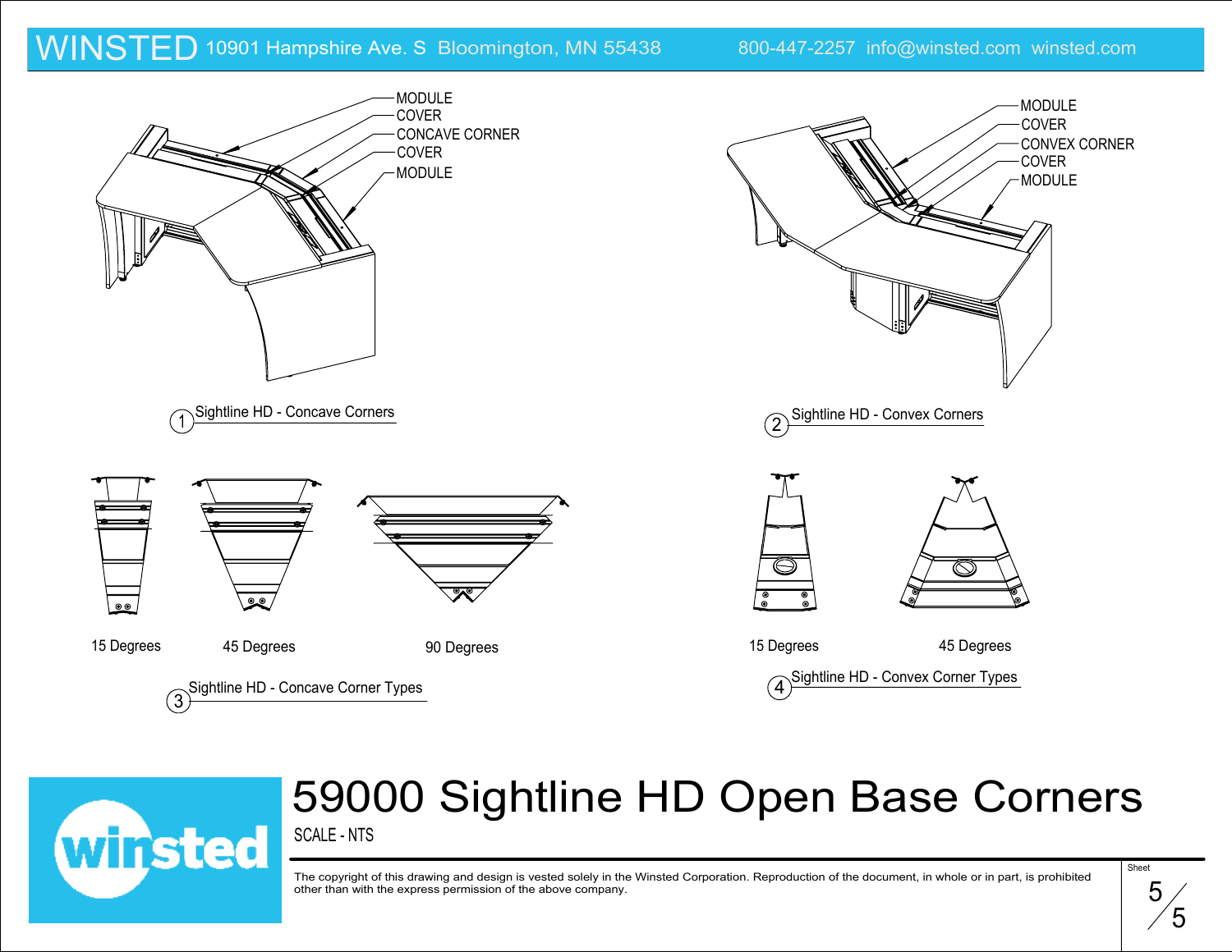WINSTED 10901 Hampshire Ave. S Bloomington, MN 55438 800-447-2257 info@winsted.com winsted.com

MODULE
COVER
CONCAVE CORNER
COVER
MODULE

1 Sightline HD - Concave Corners

MODULE
COVER
CONVEX CORNER
COVER
MODULE

2 Sightline HD - Convex Corners

15 Degrees
45 Degrees
90 Degrees

3 Sightline HD - Concave Corner Types

15 Degrees
45 Degrees

4 Sightline HD - Convex Corner Types

# 59000 Sightline HD Open Base Corners

SCALE - NTS

The copyright of this drawing and design is vested solely in the Winsted Corporation. Reproduction of the document, in whole or in part, is prohibited other than with the express permission of the above company.

Sheet 5/5